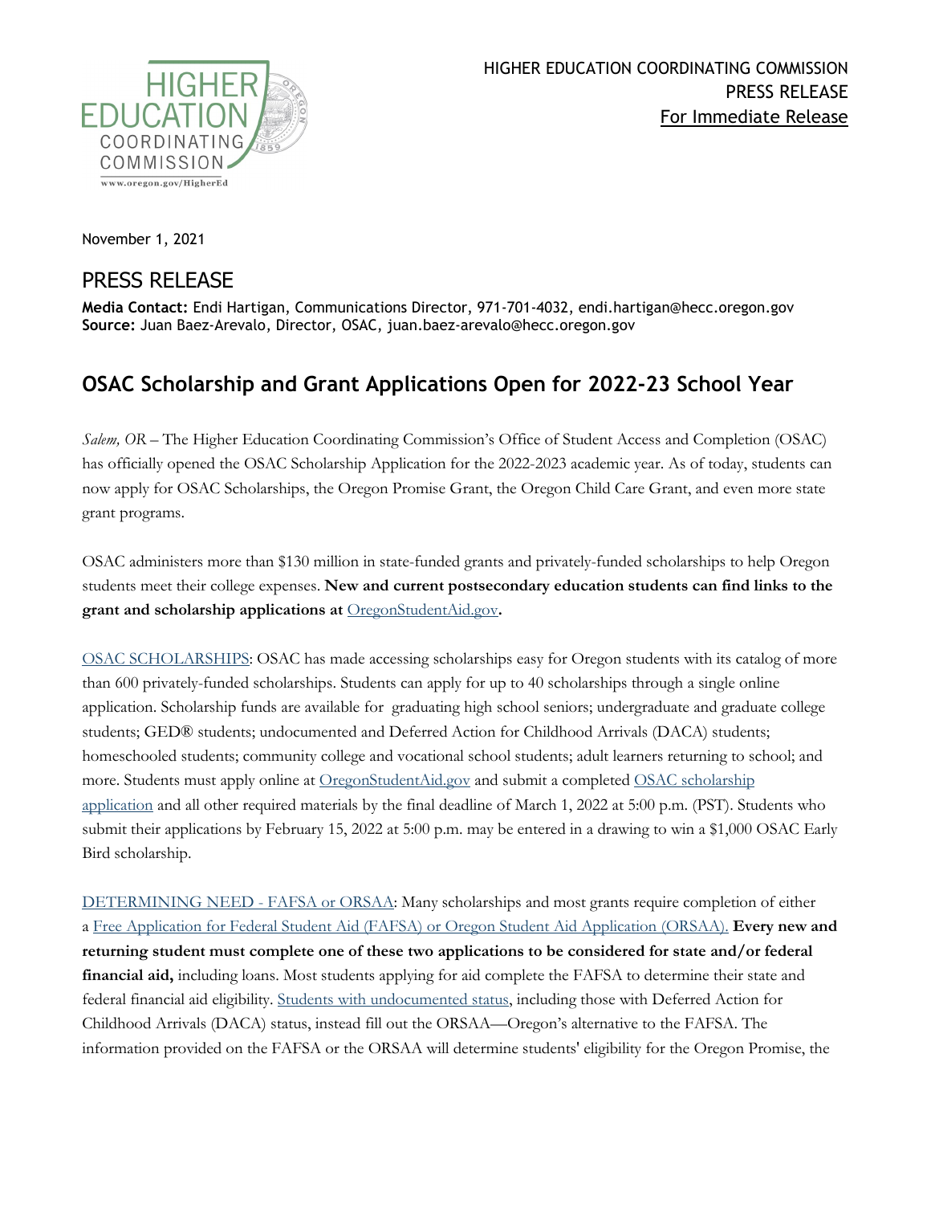HIGHER EDUCATION COORDINATING COMMISSION
PRESS RELEASE
For Immediate Release

November 1, 2021

## PRESS RELEASE

**Media Contact:** Endi Hartigan, Communications Director, 971-701-4032, endi.hartigan@hecc.oregon.gov
**Source:** Juan Baez-Arevalo, Director, OSAC, juan.baez-arevalo@hecc.oregon.gov

# OSAC Scholarship and Grant Applications Open for 2022-23 School Year

*Salem, OR* – The Higher Education Coordinating Commission's Office of Student Access and Completion (OSAC) has officially opened the OSAC Scholarship Application for the 2022-2023 academic year. As of today, students can now apply for OSAC Scholarships, the Oregon Promise Grant, the Oregon Child Care Grant, and even more state grant programs.

OSAC administers more than $130 million in state-funded grants and privately-funded scholarships to help Oregon students meet their college expenses. **New and current postsecondary education students can find links to the grant and scholarship applications at OregonStudentAid.gov.**

OSAC SCHOLARSHIPS: OSAC has made accessing scholarships easy for Oregon students with its catalog of more than 600 privately-funded scholarships. Students can apply for up to 40 scholarships through a single online application. Scholarship funds are available for graduating high school seniors; undergraduate and graduate college students; GED® students; undocumented and Deferred Action for Childhood Arrivals (DACA) students; homeschooled students; community college and vocational school students; adult learners returning to school; and more. Students must apply online at OregonStudentAid.gov and submit a completed OSAC scholarship application and all other required materials by the final deadline of March 1, 2022 at 5:00 p.m. (PST). Students who submit their applications by February 15, 2022 at 5:00 p.m. may be entered in a drawing to win a $1,000 OSAC Early Bird scholarship.

DETERMINING NEED - FAFSA or ORSAA: Many scholarships and most grants require completion of either a Free Application for Federal Student Aid (FAFSA) or Oregon Student Aid Application (ORSAA). **Every new and returning student must complete one of these two applications to be considered for state and/or federal financial aid,** including loans. Most students applying for aid complete the FAFSA to determine their state and federal financial aid eligibility. Students with undocumented status, including those with Deferred Action for Childhood Arrivals (DACA) status, instead fill out the ORSAA—Oregon's alternative to the FAFSA. The information provided on the FAFSA or the ORSAA will determine students' eligibility for the Oregon Promise, the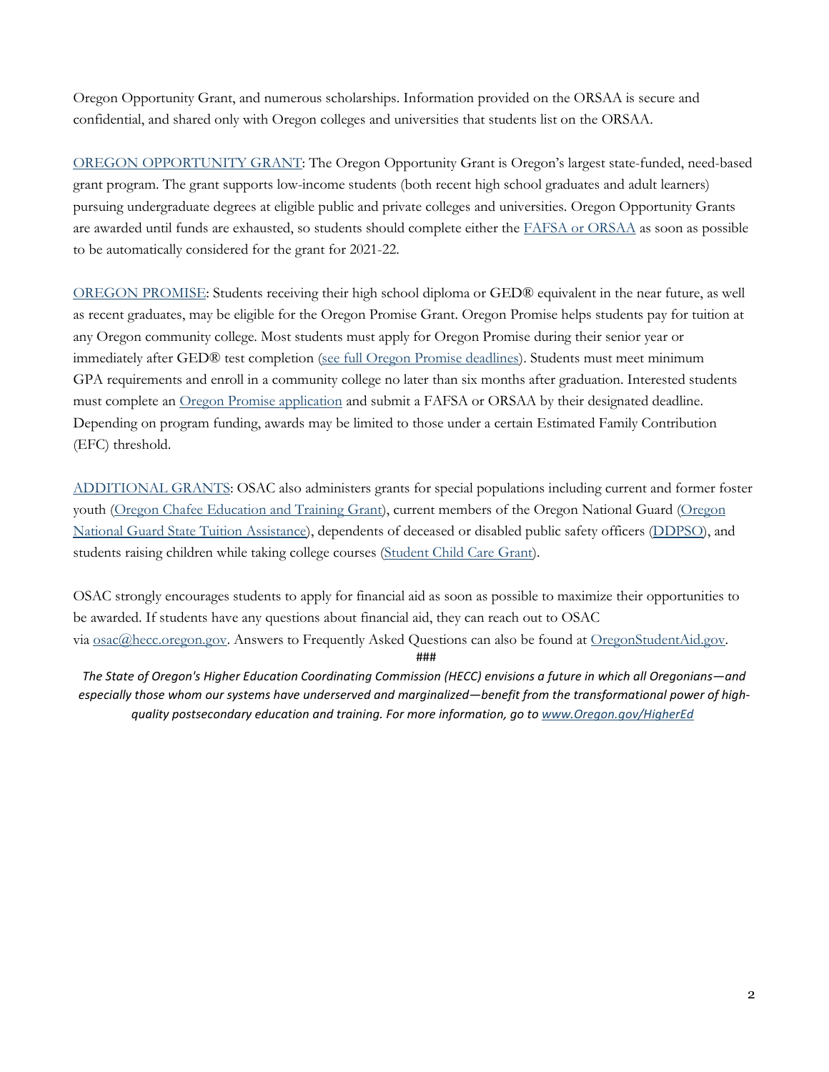Oregon Opportunity Grant, and numerous scholarships. Information provided on the ORSAA is secure and confidential, and shared only with Oregon colleges and universities that students list on the ORSAA.

OREGON OPPORTUNITY GRANT: The Oregon Opportunity Grant is Oregon's largest state-funded, need-based grant program. The grant supports low-income students (both recent high school graduates and adult learners) pursuing undergraduate degrees at eligible public and private colleges and universities. Oregon Opportunity Grants are awarded until funds are exhausted, so students should complete either the FAFSA or ORSAA as soon as possible to be automatically considered for the grant for 2021-22.

OREGON PROMISE: Students receiving their high school diploma or GED® equivalent in the near future, as well as recent graduates, may be eligible for the Oregon Promise Grant. Oregon Promise helps students pay for tuition at any Oregon community college. Most students must apply for Oregon Promise during their senior year or immediately after GED® test completion (see full Oregon Promise deadlines). Students must meet minimum GPA requirements and enroll in a community college no later than six months after graduation. Interested students must complete an Oregon Promise application and submit a FAFSA or ORSAA by their designated deadline. Depending on program funding, awards may be limited to those under a certain Estimated Family Contribution (EFC) threshold.

ADDITIONAL GRANTS: OSAC also administers grants for special populations including current and former foster youth (Oregon Chafee Education and Training Grant), current members of the Oregon National Guard (Oregon National Guard State Tuition Assistance), dependents of deceased or disabled public safety officers (DDPSO), and students raising children while taking college courses (Student Child Care Grant).

OSAC strongly encourages students to apply for financial aid as soon as possible to maximize their opportunities to be awarded. If students have any questions about financial aid, they can reach out to OSAC via osac@hecc.oregon.gov. Answers to Frequently Asked Questions can also be found at OregonStudentAid.gov.

###

*The State of Oregon's Higher Education Coordinating Commission (HECC) envisions a future in which all Oregonians—and especially those whom our systems have underserved and marginalized—benefit from the transformational power of high-quality postsecondary education and training. For more information, go to www.Oregon.gov/HigherEd*